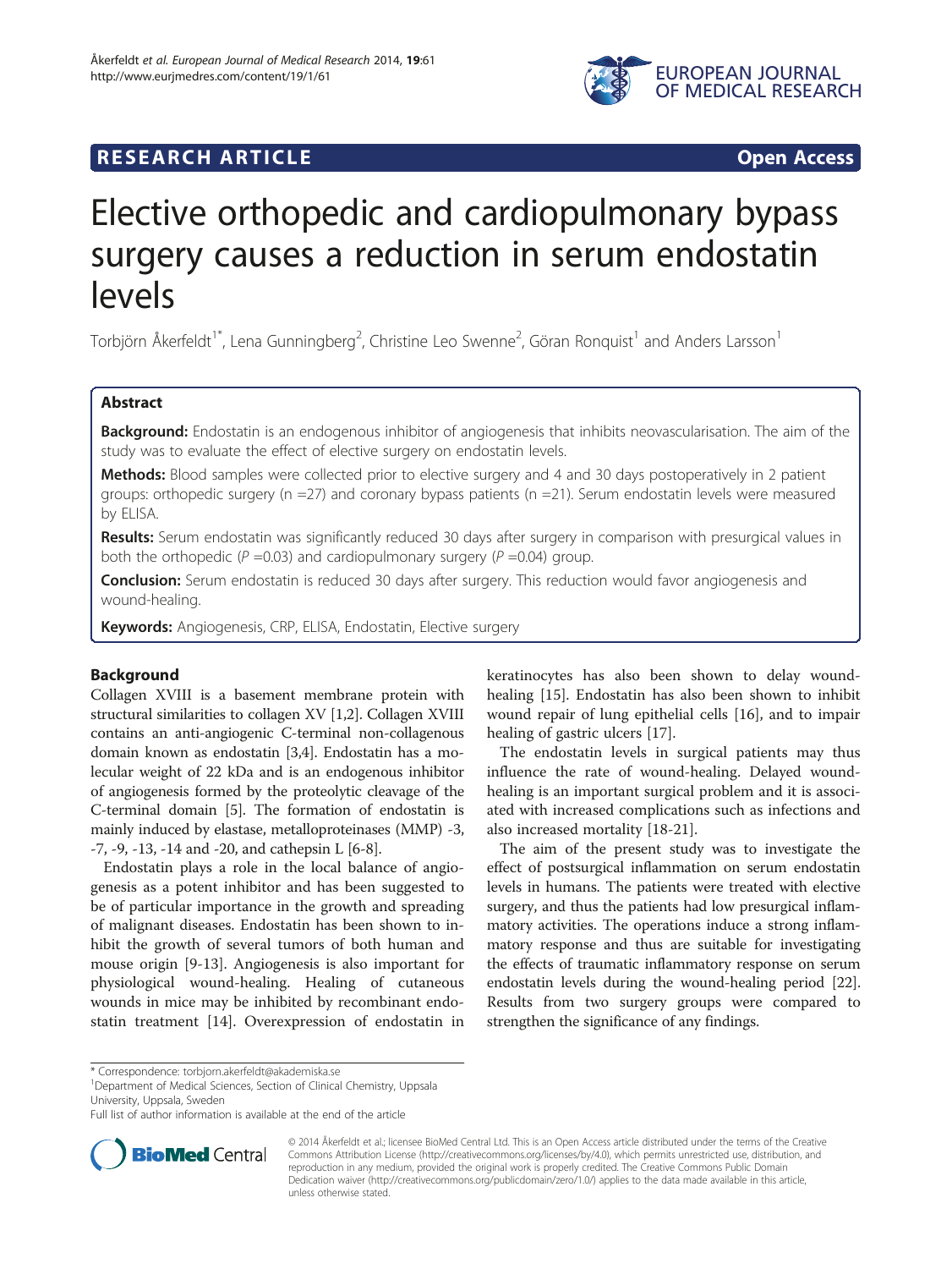**RESEARCH ARTICLE** **Open Access**

# Elective orthopedic and cardiopulmonary bypass surgery causes a reduction in serum endostatin levels

Torbjörn Åkerfeldt[1*], Lena Gunningberg[2], Christine Leo Swenne[2], Göran Ronquist[1] and Anders Larsson[1]

## Abstract

**Background:** Endostatin is an endogenous inhibitor of angiogenesis that inhibits neovascularisation. The aim of the study was to evaluate the effect of elective surgery on endostatin levels.

**Methods:** Blood samples were collected prior to elective surgery and 4 and 30 days postoperatively in 2 patient groups: orthopedic surgery (n =27) and coronary bypass patients (n =21). Serum endostatin levels were measured by ELISA.

**Results:** Serum endostatin was significantly reduced 30 days after surgery in comparison with presurgical values in both the orthopedic ($P$ =0.03) and cardiopulmonary surgery ($P$ =0.04) group.

**Conclusion:** Serum endostatin is reduced 30 days after surgery. This reduction would favor angiogenesis and wound-healing.

**Keywords:** Angiogenesis, CRP, ELISA, Endostatin, Elective surgery

## Background

Collagen XVIII is a basement membrane protein with structural similarities to collagen XV [1,2]. Collagen XVIII contains an anti-angiogenic C-terminal non-collagenous domain known as endostatin [3,4]. Endostatin has a molecular weight of 22 kDa and is an endogenous inhibitor of angiogenesis formed by the proteolytic cleavage of the C-terminal domain [5]. The formation of endostatin is mainly induced by elastase, metalloproteinases (MMP) -3, -7, -9, -13, -14 and -20, and cathepsin L [6-8].

Endostatin plays a role in the local balance of angiogenesis as a potent inhibitor and has been suggested to be of particular importance in the growth and spreading of malignant diseases. Endostatin has been shown to inhibit the growth of several tumors of both human and mouse origin [9-13]. Angiogenesis is also important for physiological wound-healing. Healing of cutaneous wounds in mice may be inhibited by recombinant endostatin treatment [14]. Overexpression of endostatin in keratinocytes has also been shown to delay wound-healing [15]. Endostatin has also been shown to inhibit wound repair of lung epithelial cells [16], and to impair healing of gastric ulcers [17].

The endostatin levels in surgical patients may thus influence the rate of wound-healing. Delayed wound-healing is an important surgical problem and it is associated with increased complications such as infections and also increased mortality [18-21].

The aim of the present study was to investigate the effect of postsurgical inflammation on serum endostatin levels in humans. The patients were treated with elective surgery, and thus the patients had low presurgical inflammatory activities. The operations induce a strong inflammatory response and thus are suitable for investigating the effects of traumatic inflammatory response on serum endostatin levels during the wound-healing period [22]. Results from two surgery groups were compared to strengthen the significance of any findings.

\* Correspondence: torbjorn.akerfeldt@akademiska.se
[1]Department of Medical Sciences, Section of Clinical Chemistry, Uppsala University, Uppsala, Sweden
Full list of author information is available at the end of the article

© 2014 Åkerfeldt et al.; licensee BioMed Central Ltd. This is an Open Access article distributed under the terms of the Creative Commons Attribution License (http://creativecommons.org/licenses/by/4.0), which permits unrestricted use, distribution, and reproduction in any medium, provided the original work is properly credited. The Creative Commons Public Domain Dedication waiver (http://creativecommons.org/publicdomain/zero/1.0/) applies to the data made available in this article, unless otherwise stated.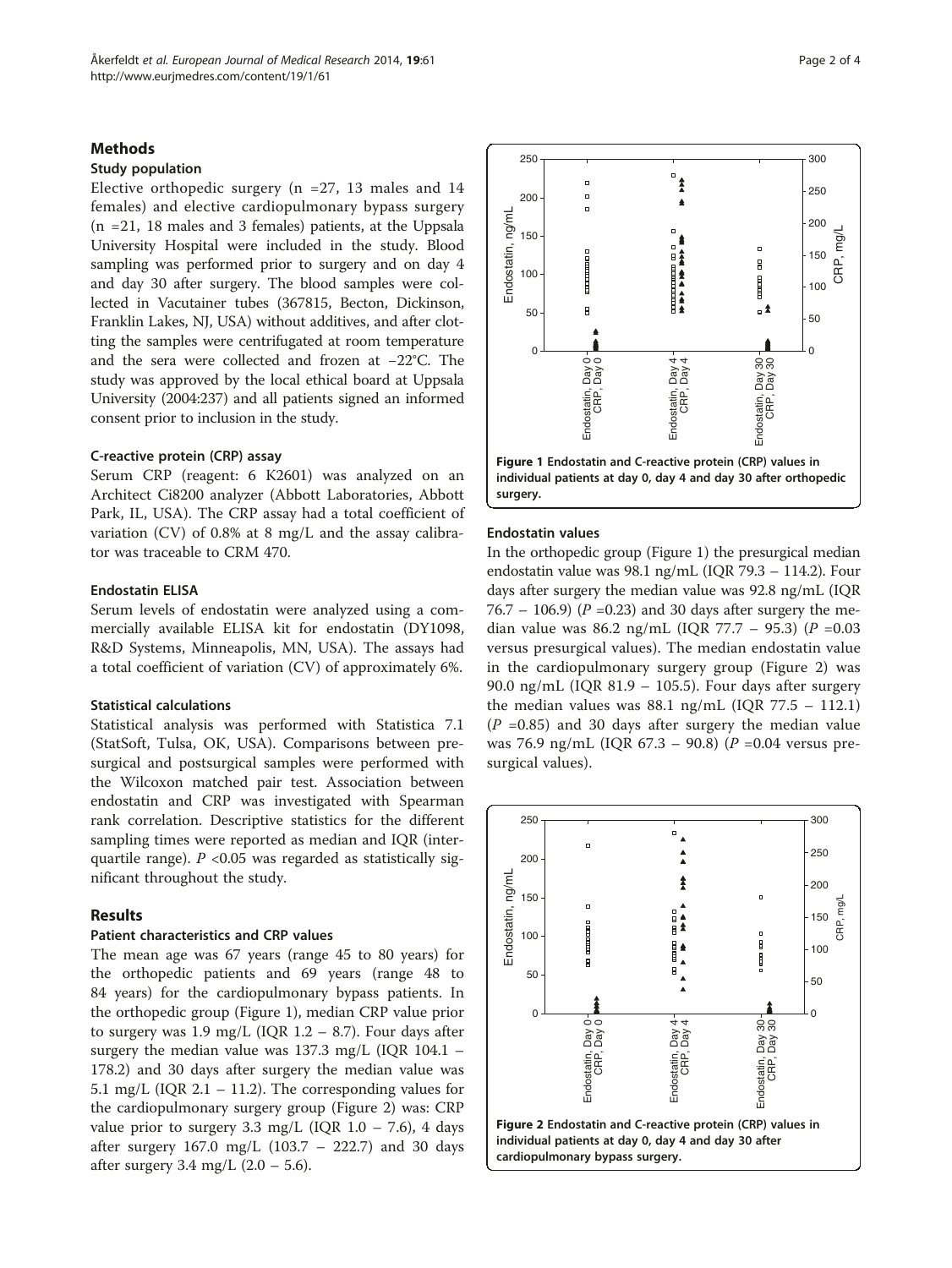## Methods

### Study population

Elective orthopedic surgery (n =27, 13 males and 14 females) and elective cardiopulmonary bypass surgery (n =21, 18 males and 3 females) patients, at the Uppsala University Hospital were included in the study. Blood sampling was performed prior to surgery and on day 4 and day 30 after surgery. The blood samples were collected in Vacutainer tubes (367815, Becton, Dickinson, Franklin Lakes, NJ, USA) without additives, and after clotting the samples were centrifugated at room temperature and the sera were collected and frozen at −22°C. The study was approved by the local ethical board at Uppsala University (2004:237) and all patients signed an informed consent prior to inclusion in the study.

#### C-reactive protein (CRP) assay

Serum CRP (reagent: 6 K2601) was analyzed on an Architect Ci8200 analyzer (Abbott Laboratories, Abbott Park, IL, USA). The CRP assay had a total coefficient of variation (CV) of 0.8% at 8 mg/L and the assay calibrator was traceable to CRM 470.

#### Endostatin ELISA

Serum levels of endostatin were analyzed using a commercially available ELISA kit for endostatin (DY1098, R&D Systems, Minneapolis, MN, USA). The assays had a total coefficient of variation (CV) of approximately 6%.

#### Statistical calculations

Statistical analysis was performed with Statistica 7.1 (StatSoft, Tulsa, OK, USA). Comparisons between presurgical and postsurgical samples were performed with the Wilcoxon matched pair test. Association between endostatin and CRP was investigated with Spearman rank correlation. Descriptive statistics for the different sampling times were reported as median and IQR (interquartile range). $P$ <0.05 was regarded as statistically significant throughout the study.

## Results

### Patient characteristics and CRP values

The mean age was 67 years (range 45 to 80 years) for the orthopedic patients and 69 years (range 48 to 84 years) for the cardiopulmonary bypass patients. In the orthopedic group (Figure 1), median CRP value prior to surgery was 1.9 mg/L (IQR 1.2 – 8.7). Four days after surgery the median value was 137.3 mg/L (IQR 104.1 – 178.2) and 30 days after surgery the median value was 5.1 mg/L (IQR 2.1 – 11.2). The corresponding values for the cardiopulmonary surgery group (Figure 2) was: CRP value prior to surgery 3.3 mg/L (IQR 1.0 – 7.6), 4 days after surgery 167.0 mg/L (103.7 – 222.7) and 30 days after surgery 3.4 mg/L (2.0 – 5.6).

**Figure 1 Endostatin and C-reactive protein (CRP) values in individual patients at day 0, day 4 and day 30 after orthopedic surgery.**

### Endostatin values

In the orthopedic group (Figure 1) the presurgical median endostatin value was 98.1 ng/mL (IQR 79.3 – 114.2). Four days after surgery the median value was 92.8 ng/mL (IQR 76.7 – 106.9) ($P$ =0.23) and 30 days after surgery the median value was 86.2 ng/mL (IQR 77.7 – 95.3) ($P$ =0.03 versus presurgical values). The median endostatin value in the cardiopulmonary surgery group (Figure 2) was 90.0 ng/mL (IQR 81.9 – 105.5). Four days after surgery the median values was 88.1 ng/mL (IQR 77.5 – 112.1) ($P$ =0.85) and 30 days after surgery the median value was 76.9 ng/mL (IQR 67.3 – 90.8) ($P$ =0.04 versus presurgical values).

**Figure 2 Endostatin and C-reactive protein (CRP) values in individual patients at day 0, day 4 and day 30 after cardiopulmonary bypass surgery.**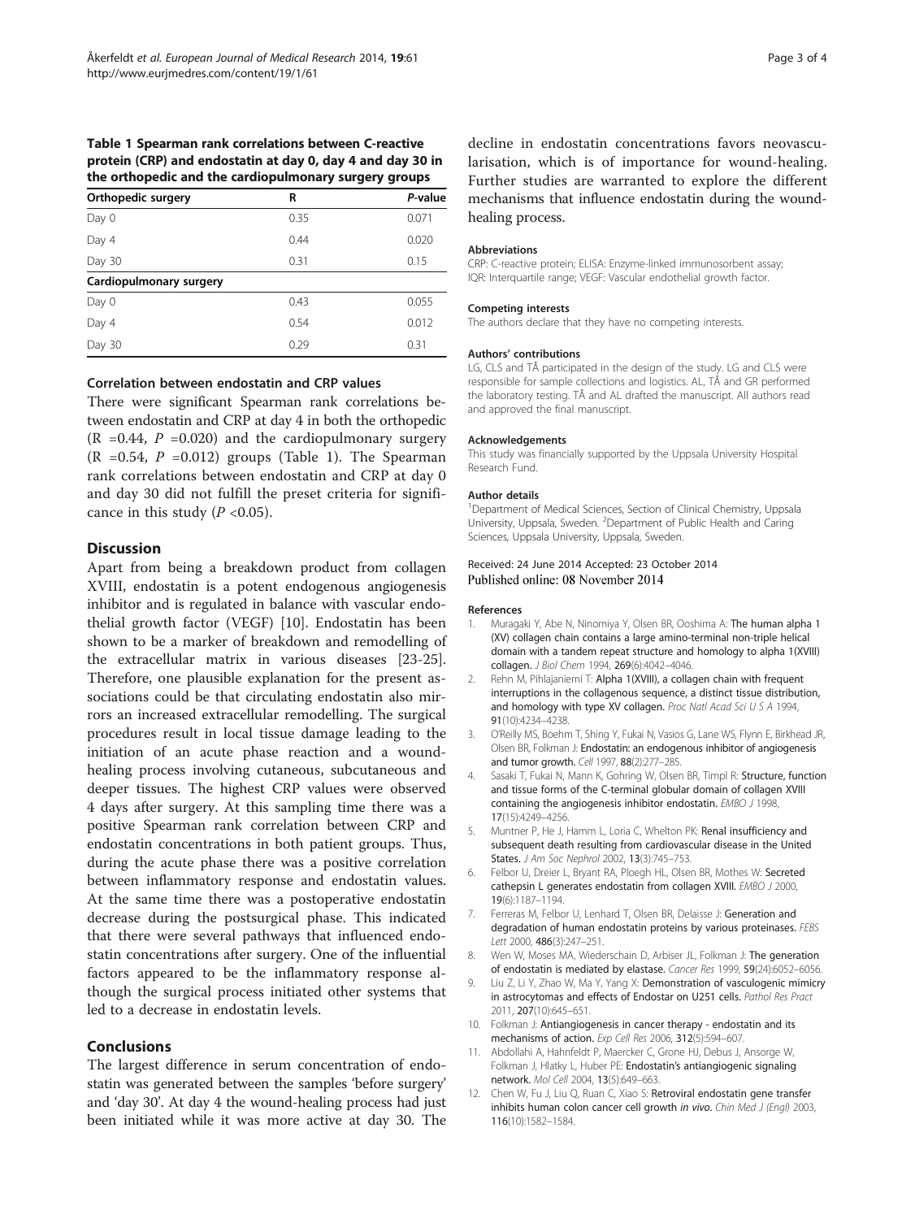**Table 1 Spearman rank correlations between C-reactive protein (CRP) and endostatin at day 0, day 4 and day 30 in the orthopedic and the cardiopulmonary surgery groups**

| Orthopedic surgery | R | *P*-value |
|---|---|---|
| Day 0 | 0.35 | 0.071 |
| Day 4 | 0.44 | 0.020 |
| Day 30 | 0.31 | 0.15 |
| **Cardiopulmonary surgery** | | |
| Day 0 | 0.43 | 0.055 |
| Day 4 | 0.54 | 0.012 |
| Day 30 | 0.29 | 0.31 |

### Correlation between endostatin and CRP values

There were significant Spearman rank correlations between endostatin and CRP at day 4 in both the orthopedic (R =0.44, $P$ =0.020) and the cardiopulmonary surgery (R =0.54, $P$ =0.012) groups (Table 1). The Spearman rank correlations between endostatin and CRP at day 0 and day 30 did not fulfill the preset criteria for significance in this study ($P$ <0.05).

## Discussion

Apart from being a breakdown product from collagen XVIII, endostatin is a potent endogenous angiogenesis inhibitor and is regulated in balance with vascular endothelial growth factor (VEGF) [10]. Endostatin has been shown to be a marker of breakdown and remodelling of the extracellular matrix in various diseases [23-25]. Therefore, one plausible explanation for the present associations could be that circulating endostatin also mirrors an increased extracellular remodelling. The surgical procedures result in local tissue damage leading to the initiation of an acute phase reaction and a wound-healing process involving cutaneous, subcutaneous and deeper tissues. The highest CRP values were observed 4 days after surgery. At this sampling time there was a positive Spearman rank correlation between CRP and endostatin concentrations in both patient groups. Thus, during the acute phase there was a positive correlation between inflammatory response and endostatin values. At the same time there was a postoperative endostatin decrease during the postsurgical phase. This indicated that there were several pathways that influenced endostatin concentrations after surgery. One of the influential factors appeared to be the inflammatory response although the surgical process initiated other systems that led to a decrease in endostatin levels.

## Conclusions

The largest difference in serum concentration of endostatin was generated between the samples 'before surgery' and 'day 30'. At day 4 the wound-healing process had just been initiated while it was more active at day 30. The decline in endostatin concentrations favors neovascularisation, which is of importance for wound-healing. Further studies are warranted to explore the different mechanisms that influence endostatin during the wound-healing process.

#### Abbreviations

CRP: C-reactive protein; ELISA: Enzyme-linked immunosorbent assay; IQR: Interquartile range; VEGF: Vascular endothelial growth factor.

#### Competing interests

The authors declare that they have no competing interests.

#### Authors' contributions

LG, CLS and TÅ participated in the design of the study. LG and CLS were responsible for sample collections and logistics. AL, TÅ and GR performed the laboratory testing. TÅ and AL drafted the manuscript. All authors read and approved the final manuscript.

#### Acknowledgements

This study was financially supported by the Uppsala University Hospital Research Fund.

#### Author details

[1]Department of Medical Sciences, Section of Clinical Chemistry, Uppsala University, Uppsala, Sweden. [2]Department of Public Health and Caring Sciences, Uppsala University, Uppsala, Sweden.

Received: 24 June 2014 Accepted: 23 October 2014
Published online: 08 November 2014

#### References

1. Muragaki Y, Abe N, Ninomiya Y, Olsen BR, Ooshima A: **The human alpha 1 (XV) collagen chain contains a large amino-terminal non-triple helical domain with a tandem repeat structure and homology to alpha 1(XVIII) collagen.** *J Biol Chem* 1994, **269**(6):4042–4046.
2. Rehn M, Pihlajaniemi T: **Alpha 1(XVIII), a collagen chain with frequent interruptions in the collagenous sequence, a distinct tissue distribution, and homology with type XV collagen.** *Proc Natl Acad Sci U S A* 1994, **91**(10):4234–4238.
3. O'Reilly MS, Boehm T, Shing Y, Fukai N, Vasios G, Lane WS, Flynn E, Birkhead JR, Olsen BR, Folkman J: **Endostatin: an endogenous inhibitor of angiogenesis and tumor growth.** *Cell* 1997, **88**(2):277–285.
4. Sasaki T, Fukai N, Mann K, Gohring W, Olsen BR, Timpl R: **Structure, function and tissue forms of the C-terminal globular domain of collagen XVIII containing the angiogenesis inhibitor endostatin.** *EMBO J* 1998, **17**(15):4249–4256.
5. Muntner P, He J, Hamm L, Loria C, Whelton PK: **Renal insufficiency and subsequent death resulting from cardiovascular disease in the United States.** *J Am Soc Nephrol* 2002, **13**(3):745–753.
6. Felbor U, Dreier L, Bryant RA, Ploegh HL, Olsen BR, Mothes W: **Secreted cathepsin L generates endostatin from collagen XVIII.** *EMBO J* 2000, **19**(6):1187–1194.
7. Ferreras M, Felbor U, Lenhard T, Olsen BR, Delaisse J: **Generation and degradation of human endostatin proteins by various proteinases.** *FEBS Lett* 2000, **486**(3):247–251.
8. Wen W, Moses MA, Wiederschain D, Arbiser JL, Folkman J: **The generation of endostatin is mediated by elastase.** *Cancer Res* 1999, **59**(24):6052–6056.
9. Liu Z, Li Y, Zhao W, Ma Y, Yang X: **Demonstration of vasculogenic mimicry in astrocytomas and effects of Endostar on U251 cells.** *Pathol Res Pract* 2011, **207**(10):645–651.
10. Folkman J: **Antiangiogenesis in cancer therapy - endostatin and its mechanisms of action.** *Exp Cell Res* 2006, **312**(5):594–607.
11. Abdollahi A, Hahnfeldt P, Maercker C, Grone HJ, Debus J, Ansorge W, Folkman J, Hlatky L, Huber PE: **Endostatin's antiangiogenic signaling network.** *Mol Cell* 2004, **13**(5):649–663.
12. Chen W, Fu J, Liu Q, Ruan C, Xiao S: **Retroviral endostatin gene transfer inhibits human colon cancer cell growth *in vivo*.** *Chin Med J (Engl)* 2003, **116**(10):1582–1584.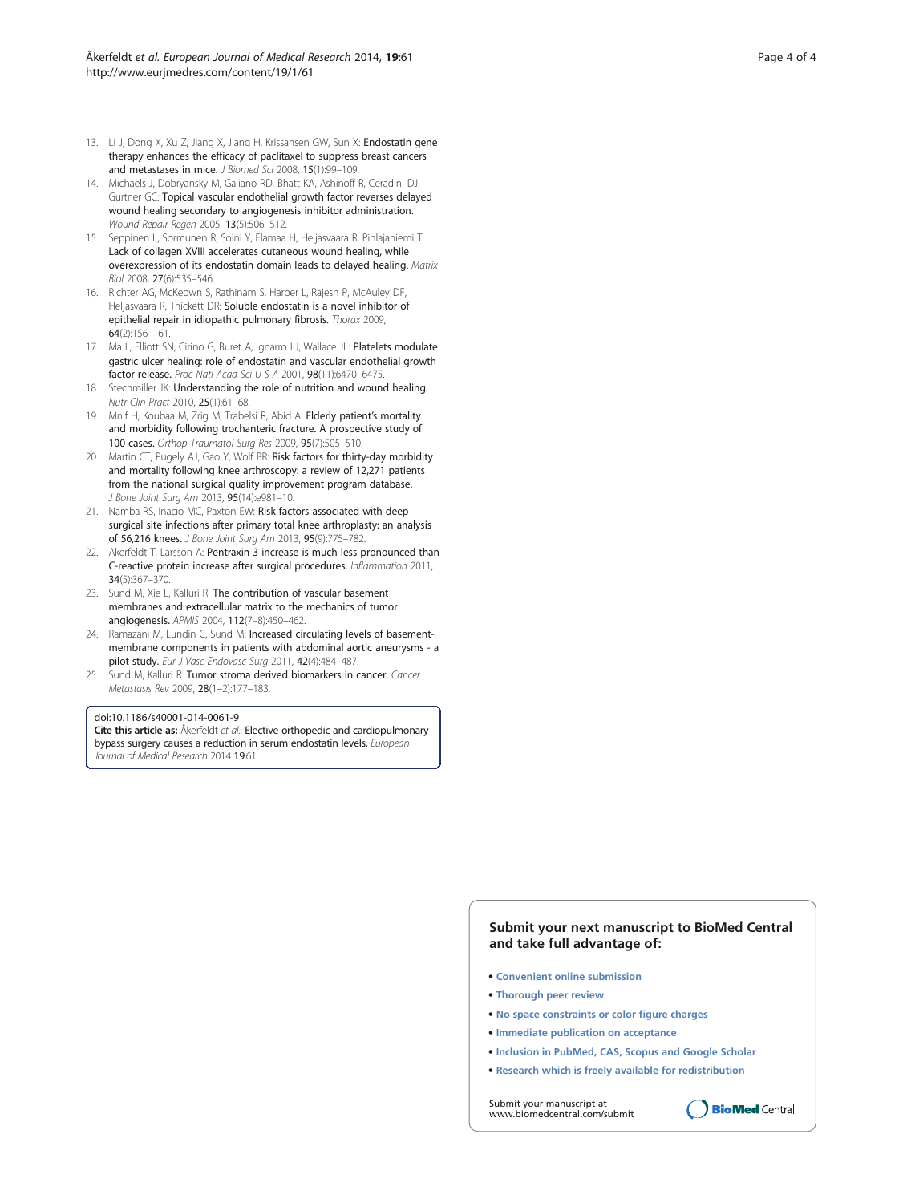13. Li J, Dong X, Xu Z, Jiang X, Jiang H, Krissansen GW, Sun X: **Endostatin gene therapy enhances the efficacy of paclitaxel to suppress breast cancers and metastases in mice.** *J Biomed Sci* 2008, **15**(1):99–109.
14. Michaels J, Dobryansky M, Galiano RD, Bhatt KA, Ashinoff R, Ceradini DJ, Gurtner GC: **Topical vascular endothelial growth factor reverses delayed wound healing secondary to angiogenesis inhibitor administration.** *Wound Repair Regen* 2005, **13**(5):506–512.
15. Seppinen L, Sormunen R, Soini Y, Elamaa H, Heljasvaara R, Pihlajaniemi T: **Lack of collagen XVIII accelerates cutaneous wound healing, while overexpression of its endostatin domain leads to delayed healing.** *Matrix Biol* 2008, **27**(6):535–546.
16. Richter AG, McKeown S, Rathinam S, Harper L, Rajesh P, McAuley DF, Heljasvaara R, Thickett DR: **Soluble endostatin is a novel inhibitor of epithelial repair in idiopathic pulmonary fibrosis.** *Thorax* 2009, **64**(2):156–161.
17. Ma L, Elliott SN, Cirino G, Buret A, Ignarro LJ, Wallace JL: **Platelets modulate gastric ulcer healing: role of endostatin and vascular endothelial growth factor release.** *Proc Natl Acad Sci U S A* 2001, **98**(11):6470–6475.
18. Stechmiller JK: **Understanding the role of nutrition and wound healing.** *Nutr Clin Pract* 2010, **25**(1):61–68.
19. Mnif H, Koubaa M, Zrig M, Trabelsi R, Abid A: **Elderly patient's mortality and morbidity following trochanteric fracture. A prospective study of 100 cases.** *Orthop Traumatol Surg Res* 2009, **95**(7):505–510.
20. Martin CT, Pugely AJ, Gao Y, Wolf BR: **Risk factors for thirty-day morbidity and mortality following knee arthroscopy: a review of 12,271 patients from the national surgical quality improvement program database.** *J Bone Joint Surg Am* 2013, **95**(14):e981–10.
21. Namba RS, Inacio MC, Paxton EW: **Risk factors associated with deep surgical site infections after primary total knee arthroplasty: an analysis of 56,216 knees.** *J Bone Joint Surg Am* 2013, **95**(9):775–782.
22. Akerfeldt T, Larsson A: **Pentraxin 3 increase is much less pronounced than C-reactive protein increase after surgical procedures.** *Inflammation* 2011, **34**(5):367–370.
23. Sund M, Xie L, Kalluri R: **The contribution of vascular basement membranes and extracellular matrix to the mechanics of tumor angiogenesis.** *APMIS* 2004, **112**(7–8):450–462.
24. Ramazani M, Lundin C, Sund M: **Increased circulating levels of basement-membrane components in patients with abdominal aortic aneurysms - a pilot study.** *Eur J Vasc Endovasc Surg* 2011, **42**(4):484–487.
25. Sund M, Kalluri R: **Tumor stroma derived biomarkers in cancer.** *Cancer Metastasis Rev* 2009, **28**(1–2):177–183.

doi:10.1186/s40001-014-0061-9
**Cite this article as:** Åkerfeldt *et al.*: Elective orthopedic and cardiopulmonary bypass surgery causes a reduction in serum endostatin levels. *European Journal of Medical Research* 2014 **19**:61.

**Submit your next manuscript to BioMed Central and take full advantage of:**

- **Convenient online submission**
- **Thorough peer review**
- **No space constraints or color figure charges**
- **Immediate publication on acceptance**
- **Inclusion in PubMed, CAS, Scopus and Google Scholar**
- **Research which is freely available for redistribution**

Submit your manuscript at
www.biomedcentral.com/submit

BioMed Central